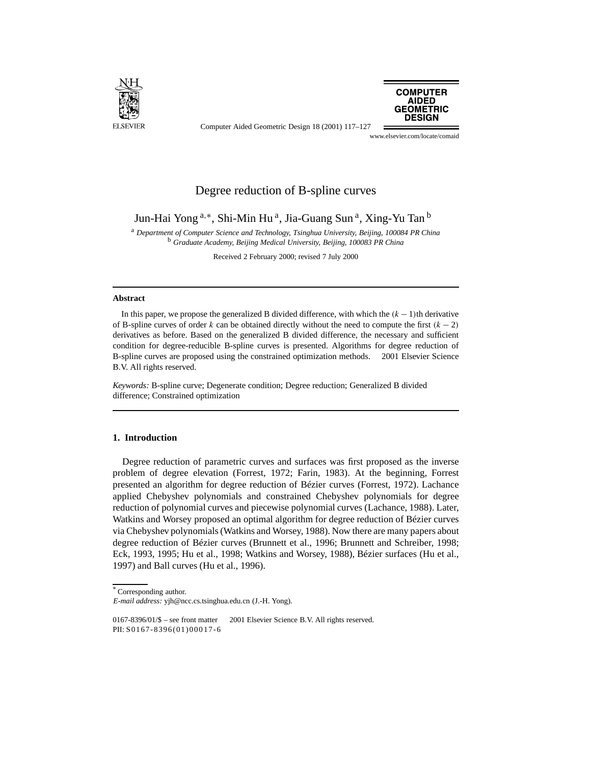# Degree reduction of B-spline curves

Jun-Hai Yong [a,*], Shi-Min Hu [a], Jia-Guang Sun [a], Xing-Yu Tan [b]

[a] *Department of Computer Science and Technology, Tsinghua University, Beijing, 100084 PR China*
[b] *Graduate Academy, Beijing Medical University, Beijing, 100083 PR China*

Received 2 February 2000; revised 7 July 2000

---

### Abstract

In this paper, we propose the generalized B divided difference, with which the $(k-1)$th derivative of B-spline curves of order $k$ can be obtained directly without the need to compute the first $(k-2)$ derivatives as before. Based on the generalized B divided difference, the necessary and sufficient condition for degree-reducible B-spline curves is presented. Algorithms for degree reduction of B-spline curves are proposed using the constrained optimization methods. © 2001 Elsevier Science B.V. All rights reserved.

*Keywords:* B-spline curve; Degenerate condition; Degree reduction; Generalized B divided difference; Constrained optimization

---

## 1. Introduction

Degree reduction of parametric curves and surfaces was first proposed as the inverse problem of degree elevation (Forrest, 1972; Farin, 1983). At the beginning, Forrest presented an algorithm for degree reduction of Bézier curves (Forrest, 1972). Lachance applied Chebyshev polynomials and constrained Chebyshev polynomials for degree reduction of polynomial curves and piecewise polynomial curves (Lachance, 1988). Later, Watkins and Worsey proposed an optimal algorithm for degree reduction of Bézier curves via Chebyshev polynomials (Watkins and Worsey, 1988). Now there are many papers about degree reduction of Bézier curves (Brunnett et al., 1996; Brunnett and Schreiber, 1998; Eck, 1993, 1995; Hu et al., 1998; Watkins and Worsey, 1988), Bézier surfaces (Hu et al., 1997) and Ball curves (Hu et al., 1996).

---

\* Corresponding author.
*E-mail address:* yjh@ncc.cs.tsinghua.edu.cn (J.-H. Yong).

0167-8396/01/$ – see front matter © 2001 Elsevier Science B.V. All rights reserved.
PII: S0167-8396(01)00017-6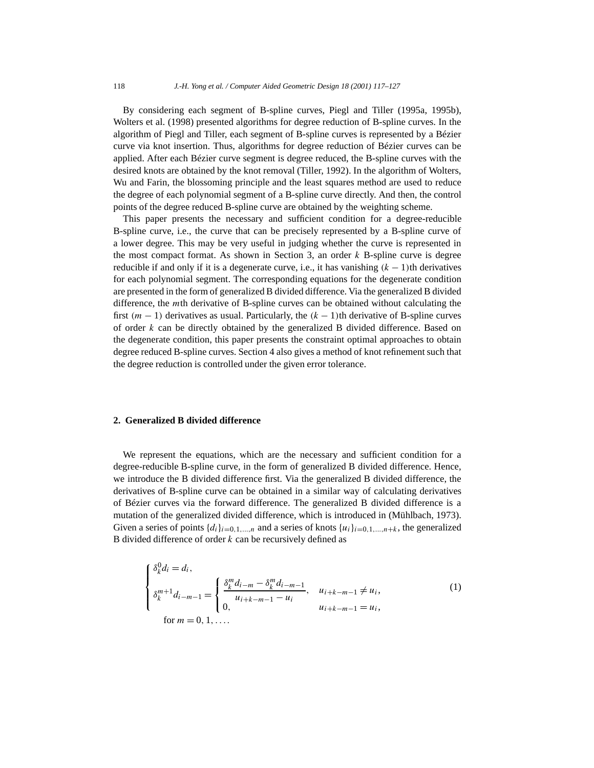By considering each segment of B-spline curves, Piegl and Tiller (1995a, 1995b), Wolters et al. (1998) presented algorithms for degree reduction of B-spline curves. In the algorithm of Piegl and Tiller, each segment of B-spline curves is represented by a Bézier curve via knot insertion. Thus, algorithms for degree reduction of Bézier curves can be applied. After each Bézier curve segment is degree reduced, the B-spline curves with the desired knots are obtained by the knot removal (Tiller, 1992). In the algorithm of Wolters, Wu and Farin, the blossoming principle and the least squares method are used to reduce the degree of each polynomial segment of a B-spline curve directly. And then, the control points of the degree reduced B-spline curve are obtained by the weighting scheme.

This paper presents the necessary and sufficient condition for a degree-reducible B-spline curve, i.e., the curve that can be precisely represented by a B-spline curve of a lower degree. This may be very useful in judging whether the curve is represented in the most compact format. As shown in Section 3, an order $k$ B-spline curve is degree reducible if and only if it is a degenerate curve, i.e., it has vanishing $(k-1)$th derivatives for each polynomial segment. The corresponding equations for the degenerate condition are presented in the form of generalized B divided difference. Via the generalized B divided difference, the $m$th derivative of B-spline curves can be obtained without calculating the first $(m-1)$ derivatives as usual. Particularly, the $(k-1)$th derivative of B-spline curves of order $k$ can be directly obtained by the generalized B divided difference. Based on the degenerate condition, this paper presents the constraint optimal approaches to obtain degree reduced B-spline curves. Section 4 also gives a method of knot refinement such that the degree reduction is controlled under the given error tolerance.

## 2. Generalized B divided difference

We represent the equations, which are the necessary and sufficient condition for a degree-reducible B-spline curve, in the form of generalized B divided difference. Hence, we introduce the B divided difference first. Via the generalized B divided difference, the derivatives of B-spline curves can be obtained in a similar way of calculating derivatives of Bézier curves via the forward difference. The generalized B divided difference is a mutation of the generalized divided difference, which is introduced in (Mühlbach, 1973). Given a series of points $\{d_i\}_{i=0,1,\ldots,n}$ and a series of knots $\{u_i\}_{i=0,1,\ldots,n+k}$, the generalized B divided difference of order $k$ can be recursively defined as

$$
\begin{cases}
\delta_k^0 d_i = d_i, \\
\delta_k^{m+1} d_{i-m-1} = \begin{cases} \dfrac{\delta_k^m d_{i-m} - \delta_k^m d_{i-m-1}}{u_{i+k-m-1} - u_i}, & u_{i+k-m-1} \neq u_i, \\ 0, & u_{i+k-m-1} = u_i, \end{cases} \\
\quad \text{for } m = 0, 1, \ldots.
\end{cases}
\tag{1}
$$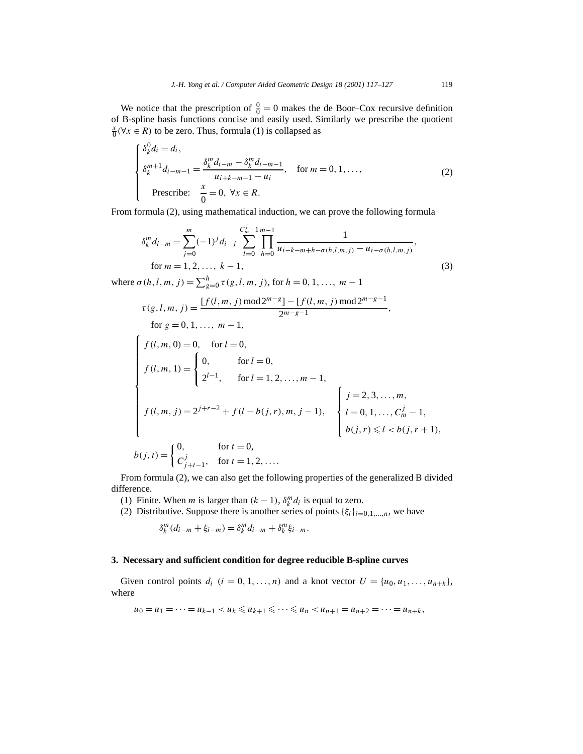We notice that the prescription of $\frac{0}{0} = 0$ makes the de Boor–Cox recursive definition of B-spline basis functions concise and easily used. Similarly we prescribe the quotient $\frac{x}{0} (\forall x \in R)$ to be zero. Thus, formula (1) is collapsed as

$$
\begin{cases}
\delta_k^0 d_i = d_i, \\
\delta_k^{m+1} d_{i-m-1} = \dfrac{\delta_k^m d_{i-m} - \delta_k^m d_{i-m-1}}{u_{i+k-m-1} - u_i}, \quad \text{for } m = 0, 1, \ldots, \\
\quad \text{Prescribe:} \quad \dfrac{x}{0} = 0, \ \forall x \in R.
\end{cases}
\tag{2}
$$

From formula (2), using mathematical induction, we can prove the following formula

$$
\delta_k^m d_{i-m} = \sum_{j=0}^{m} (-1)^j d_{i-j} \sum_{l=0}^{C_m^j - 1} \prod_{h=0}^{m-1} \frac{1}{u_{i-k-m+h-\sigma(h,l,m,j)} - u_{i-\sigma(h,l,m,j)}},
$$
$$
\text{for } m = 1, 2, \ldots, \ k-1,
\tag{3}
$$

where $\sigma(h,l,m,j) = \sum_{g=0}^{h} \tau(g,l,m,j)$, for $h = 0, 1, \ldots, \ m-1$

$$
\tau(g,l,m,j) = \frac{[f(l,m,j) \bmod 2^{m-g}] - [f(l,m,j) \bmod 2^{m-g-1}]}{2^{m-g-1}},
$$
$$
\text{for } g = 0, 1, \ldots, \ m-1,
$$

$$
\begin{cases}
f(l,m,0) = 0, \quad \text{for } l = 0, \\
f(l,m,1) = \begin{cases} 0, & \text{for } l = 0, \\ 2^{l-1}, & \text{for } l = 1, 2, \ldots, m-1, \end{cases} \\
f(l,m,j) = 2^{j+r-2} + f(l - b(j,r), m, j-1), \quad \begin{cases} j = 2, 3, \ldots, m, \\ l = 0, 1, \ldots, C_m^j - 1, \\ b(j,r) \leqslant l < b(j, r+1), \end{cases}
\end{cases}
$$

$$
b(j,t) = \begin{cases} 0, & \text{for } t = 0, \\ C_{j+t-1}^j, & \text{for } t = 1, 2, \ldots. \end{cases}
$$

From formula (2), we can also get the following properties of the generalized B divided difference.

(1) Finite. When $m$ is larger than $(k-1)$, $\delta_k^m d_i$ is equal to zero.

(2) Distributive. Suppose there is another series of points $\{\xi_i\}_{i=0,1,\ldots,n}$, we have

$$
\delta_k^m (d_{i-m} + \xi_{i-m}) = \delta_k^m d_{i-m} + \delta_k^m \xi_{i-m}.
$$

## 3. Necessary and sufficient condition for degree reducible B-spline curves

Given control points $d_i$ $(i = 0, 1, \ldots, n)$ and a knot vector $U = \{u_0, u_1, \ldots, u_{n+k}\}$, where

$$
u_0 = u_1 = \cdots = u_{k-1} < u_k \leqslant u_{k+1} \leqslant \cdots \leqslant u_n < u_{n+1} = u_{n+2} = \cdots = u_{n+k},
$$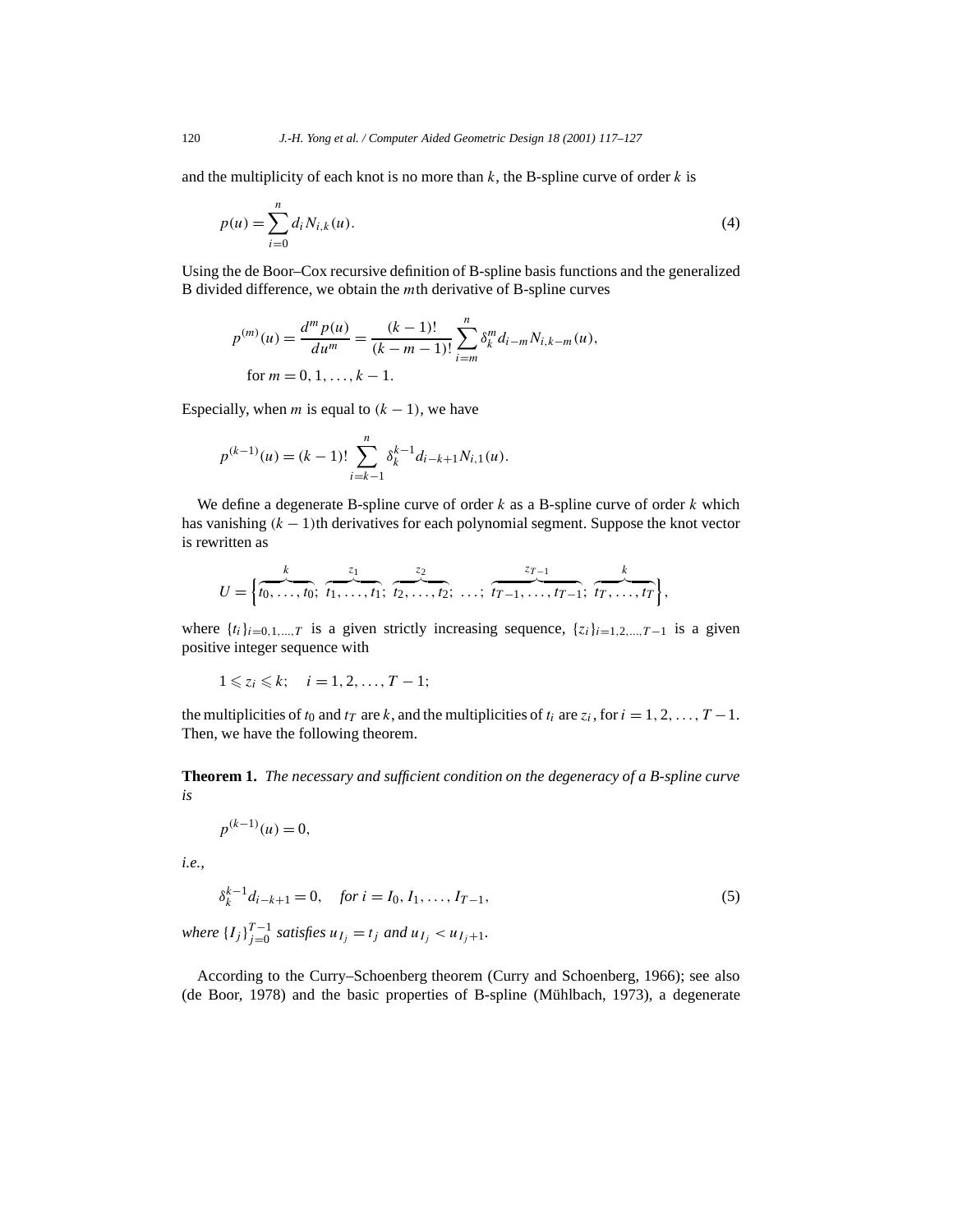and the multiplicity of each knot is no more than $k$, the B-spline curve of order $k$ is

$$p(u) = \sum_{i=0}^{n} d_i N_{i,k}(u). \tag{4}$$

Using the de Boor–Cox recursive definition of B-spline basis functions and the generalized B divided difference, we obtain the $m$th derivative of B-spline curves

$$p^{(m)}(u) = \frac{d^m p(u)}{du^m} = \frac{(k-1)!}{(k-m-1)!} \sum_{i=m}^{n} \delta_k^m d_{i-m} N_{i,k-m}(u),$$
$$\text{for } m = 0, 1, \ldots, k-1.$$

Especially, when $m$ is equal to $(k-1)$, we have

$$p^{(k-1)}(u) = (k-1)! \sum_{i=k-1}^{n} \delta_k^{k-1} d_{i-k+1} N_{i,1}(u).$$

We define a degenerate B-spline curve of order $k$ as a B-spline curve of order $k$ which has vanishing $(k-1)$th derivatives for each polynomial segment. Suppose the knot vector is rewritten as

$$U = \Big\{\overbrace{t_0, \ldots, t_0}^{k};\ \overbrace{t_1, \ldots, t_1}^{z_1};\ \overbrace{t_2, \ldots, t_2}^{z_2};\ \ldots;\ \overbrace{t_{T-1}, \ldots, t_{T-1}}^{z_{T-1}};\ \overbrace{t_T, \ldots, t_T}^{k}\Big\},$$

where $\{t_i\}_{i=0,1,\ldots,T}$ is a given strictly increasing sequence, $\{z_i\}_{i=1,2,\ldots,T-1}$ is a given positive integer sequence with

$$1 \leqslant z_i \leqslant k; \quad i = 1, 2, \ldots, T-1;$$

the multiplicities of $t_0$ and $t_T$ are $k$, and the multiplicities of $t_i$ are $z_i$, for $i = 1, 2, \ldots, T-1$. Then, we have the following theorem.

**Theorem 1.** *The necessary and sufficient condition on the degeneracy of a B-spline curve is*

$$p^{(k-1)}(u) = 0,$$

*i.e.,*

$$\delta_k^{k-1} d_{i-k+1} = 0, \quad \textit{for } i = I_0, I_1, \ldots, I_{T-1}, \tag{5}$$

*where* $\{I_j\}_{j=0}^{T-1}$ *satisfies* $u_{I_j} = t_j$ *and* $u_{I_j} < u_{I_j+1}$.

According to the Curry–Schoenberg theorem (Curry and Schoenberg, 1966); see also (de Boor, 1978) and the basic properties of B-spline (Mühlbach, 1973), a degenerate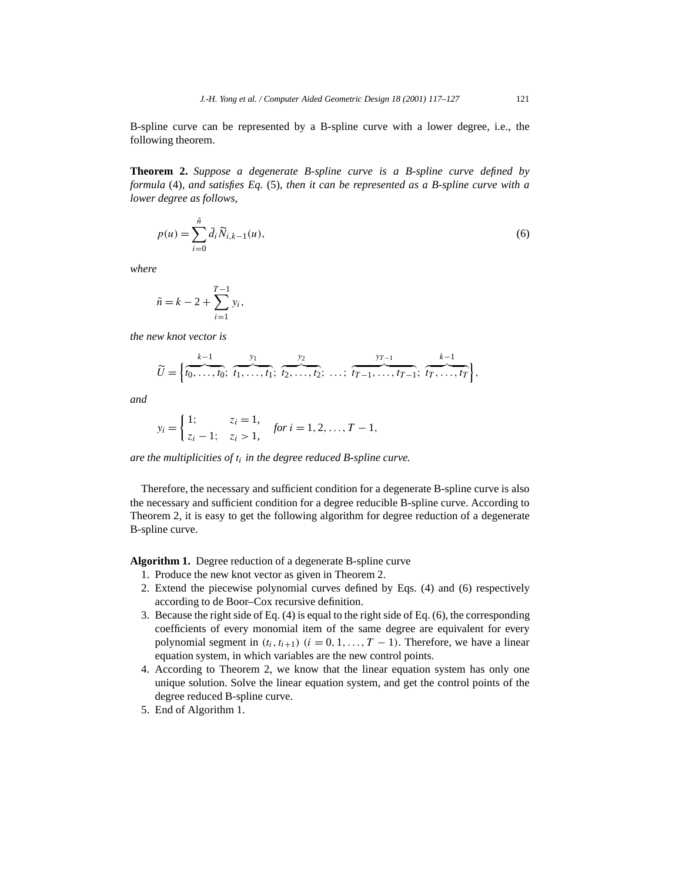B-spline curve can be represented by a B-spline curve with a lower degree, i.e., the following theorem.

**Theorem 2.** *Suppose a degenerate B-spline curve is a B-spline curve defined by formula* (4), *and satisfies Eq.* (5), *then it can be represented as a B-spline curve with a lower degree as follows,*

$$p(u) = \sum_{i=0}^{\tilde{n}} \tilde{d}_i \widetilde{N}_{i,k-1}(u), \tag{6}$$

*where*

$$\tilde{n} = k - 2 + \sum_{i=1}^{T-1} y_i,$$

*the new knot vector is*

$$\widetilde{U} = \Big\{\overbrace{t_0, \ldots, t_0}^{k-1};\ \overbrace{t_1, \ldots, t_1}^{y_1};\ \overbrace{t_2, \ldots, t_2}^{y_2};\ \ldots;\ \overbrace{t_{T-1}, \ldots, t_{T-1}}^{y_{T-1}};\ \overbrace{t_T, \ldots, t_T}^{k-1}\Big\},$$

*and*

$$y_i = \begin{cases} 1; & z_i = 1, \\ z_i - 1; & z_i > 1, \end{cases} \quad \textit{for } i = 1, 2, \ldots, T-1,$$

*are the multiplicities of $t_i$ in the degree reduced B-spline curve.*

Therefore, the necessary and sufficient condition for a degenerate B-spline curve is also the necessary and sufficient condition for a degree reducible B-spline curve. According to Theorem 2, it is easy to get the following algorithm for degree reduction of a degenerate B-spline curve.

**Algorithm 1.** Degree reduction of a degenerate B-spline curve

1. Produce the new knot vector as given in Theorem 2.
2. Extend the piecewise polynomial curves defined by Eqs. (4) and (6) respectively according to de Boor–Cox recursive definition.
3. Because the right side of Eq. (4) is equal to the right side of Eq. (6), the corresponding coefficients of every monomial item of the same degree are equivalent for every polynomial segment in $(t_i, t_{i+1})$ $(i = 0, 1, \ldots, T-1)$. Therefore, we have a linear equation system, in which variables are the new control points.
4. According to Theorem 2, we know that the linear equation system has only one unique solution. Solve the linear equation system, and get the control points of the degree reduced B-spline curve.
5. End of Algorithm 1.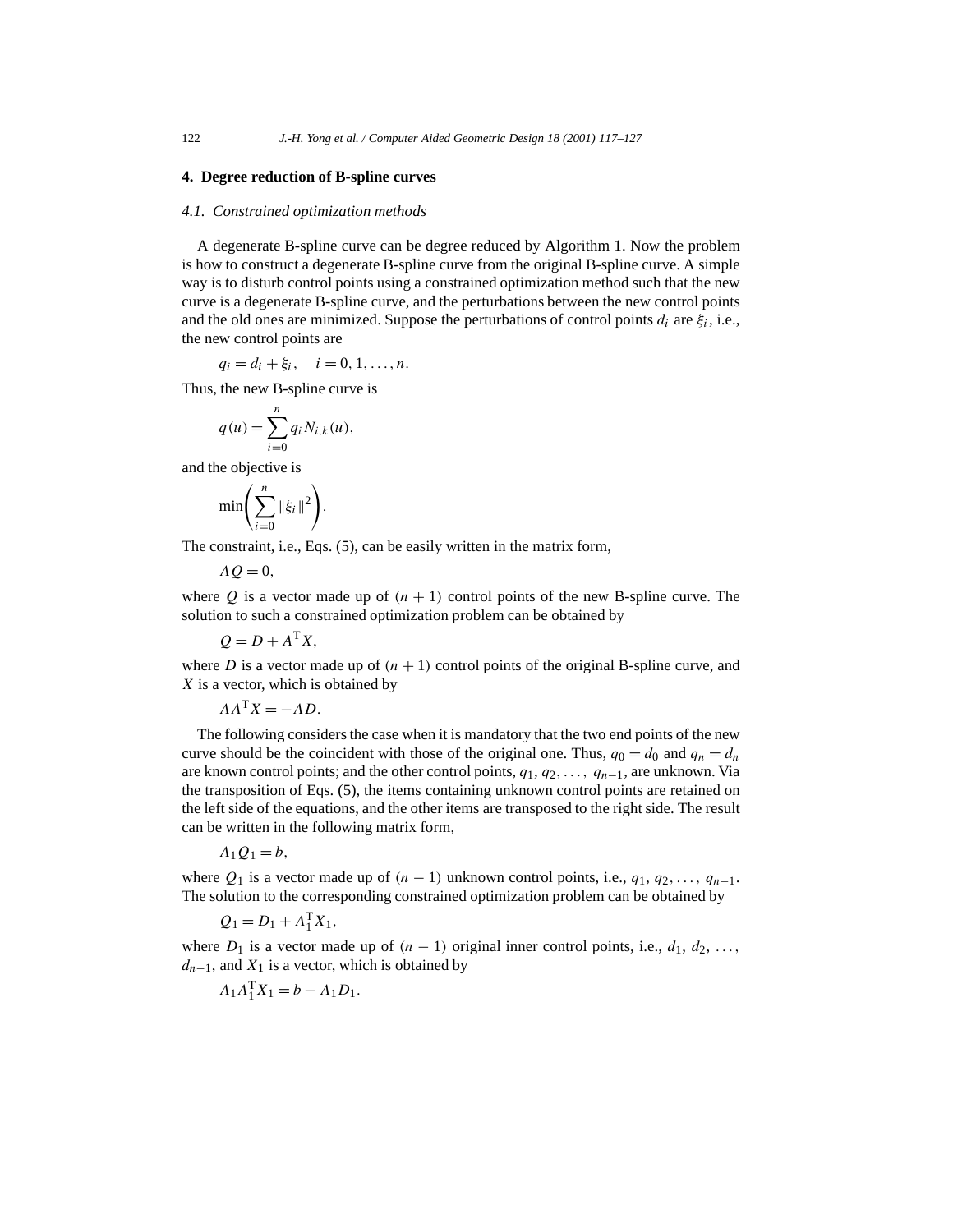## 4. Degree reduction of B-spline curves

### 4.1. Constrained optimization methods

A degenerate B-spline curve can be degree reduced by Algorithm 1. Now the problem is how to construct a degenerate B-spline curve from the original B-spline curve. A simple way is to disturb control points using a constrained optimization method such that the new curve is a degenerate B-spline curve, and the perturbations between the new control points and the old ones are minimized. Suppose the perturbations of control points $d_i$ are $\xi_i$, i.e., the new control points are

$$q_i = d_i + \xi_i, \quad i = 0, 1, \ldots, n.$$

Thus, the new B-spline curve is

$$q(u) = \sum_{i=0}^{n} q_i N_{i,k}(u),$$

and the objective is

$$\min\left(\sum_{i=0}^{n} \|\xi_i\|^2\right).$$

The constraint, i.e., Eqs. (5), can be easily written in the matrix form,

$$AQ = 0,$$

where $Q$ is a vector made up of $(n+1)$ control points of the new B-spline curve. The solution to such a constrained optimization problem can be obtained by

$$Q = D + A^{\mathrm{T}} X,$$

where $D$ is a vector made up of $(n+1)$ control points of the original B-spline curve, and $X$ is a vector, which is obtained by

$$AA^{\mathrm{T}} X = -AD.$$

The following considers the case when it is mandatory that the two end points of the new curve should be the coincident with those of the original one. Thus, $q_0 = d_0$ and $q_n = d_n$ are known control points; and the other control points, $q_1, q_2, \ldots, q_{n-1}$, are unknown. Via the transposition of Eqs. (5), the items containing unknown control points are retained on the left side of the equations, and the other items are transposed to the right side. The result can be written in the following matrix form,

$$A_1 Q_1 = b,$$

where $Q_1$ is a vector made up of $(n-1)$ unknown control points, i.e., $q_1, q_2, \ldots, q_{n-1}$. The solution to the corresponding constrained optimization problem can be obtained by

$$Q_1 = D_1 + A_1^{\mathrm{T}} X_1,$$

where $D_1$ is a vector made up of $(n-1)$ original inner control points, i.e., $d_1, d_2, \ldots, d_{n-1}$, and $X_1$ is a vector, which is obtained by

$$A_1 A_1^{\mathrm{T}} X_1 = b - A_1 D_1.$$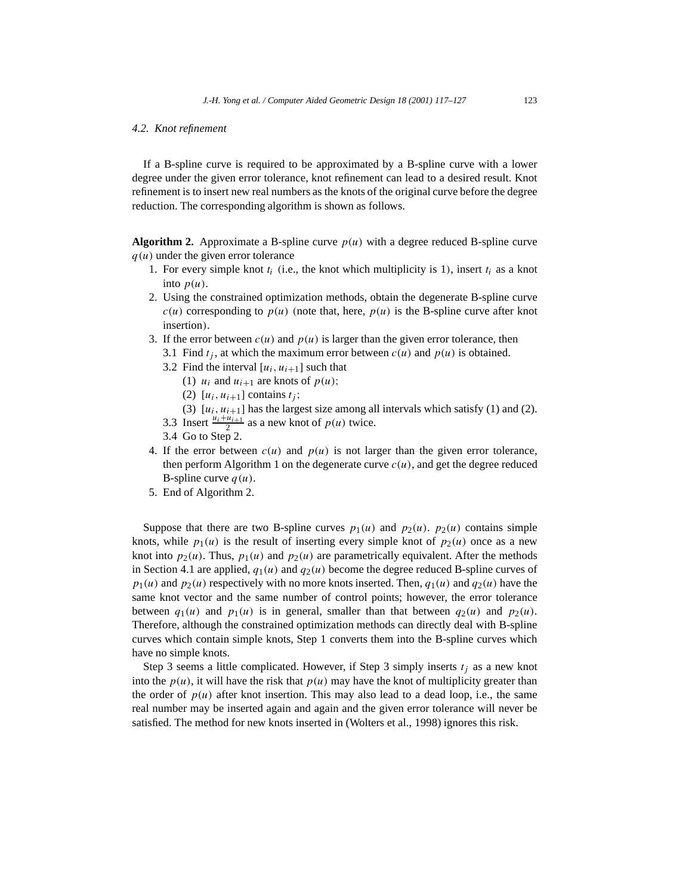### 4.2. Knot refinement

If a B-spline curve is required to be approximated by a B-spline curve with a lower degree under the given error tolerance, knot refinement can lead to a desired result. Knot refinement is to insert new real numbers as the knots of the original curve before the degree reduction. The corresponding algorithm is shown as follows.

**Algorithm 2.** Approximate a B-spline curve $p(u)$ with a degree reduced B-spline curve $q(u)$ under the given error tolerance

1. For every simple knot $t_i$ (i.e., the knot which multiplicity is 1), insert $t_i$ as a knot into $p(u)$.
2. Using the constrained optimization methods, obtain the degenerate B-spline curve $c(u)$ corresponding to $p(u)$ (note that, here, $p(u)$ is the B-spline curve after knot insertion).
3. If the error between $c(u)$ and $p(u)$ is larger than the given error tolerance, then
   - 3.1 Find $t_j$, at which the maximum error between $c(u)$ and $p(u)$ is obtained.
   - 3.2 Find the interval $[u_i, u_{i+1}]$ such that
     - (1) $u_i$ and $u_{i+1}$ are knots of $p(u)$;
     - (2) $[u_i, u_{i+1}]$ contains $t_j$;
     - (3) $[u_i, u_{i+1}]$ has the largest size among all intervals which satisfy (1) and (2).
   - 3.3 Insert $\frac{u_i+u_{i+1}}{2}$ as a new knot of $p(u)$ twice.
   - 3.4 Go to Step 2.
4. If the error between $c(u)$ and $p(u)$ is not larger than the given error tolerance, then perform Algorithm 1 on the degenerate curve $c(u)$, and get the degree reduced B-spline curve $q(u)$.
5. End of Algorithm 2.

Suppose that there are two B-spline curves $p_1(u)$ and $p_2(u)$. $p_2(u)$ contains simple knots, while $p_1(u)$ is the result of inserting every simple knot of $p_2(u)$ once as a new knot into $p_2(u)$. Thus, $p_1(u)$ and $p_2(u)$ are parametrically equivalent. After the methods in Section 4.1 are applied, $q_1(u)$ and $q_2(u)$ become the degree reduced B-spline curves of $p_1(u)$ and $p_2(u)$ respectively with no more knots inserted. Then, $q_1(u)$ and $q_2(u)$ have the same knot vector and the same number of control points; however, the error tolerance between $q_1(u)$ and $p_1(u)$ is in general, smaller than that between $q_2(u)$ and $p_2(u)$. Therefore, although the constrained optimization methods can directly deal with B-spline curves which contain simple knots, Step 1 converts them into the B-spline curves which have no simple knots.

Step 3 seems a little complicated. However, if Step 3 simply inserts $t_j$ as a new knot into the $p(u)$, it will have the risk that $p(u)$ may have the knot of multiplicity greater than the order of $p(u)$ after knot insertion. This may also lead to a dead loop, i.e., the same real number may be inserted again and again and the given error tolerance will never be satisfied. The method for new knots inserted in (Wolters et al., 1998) ignores this risk.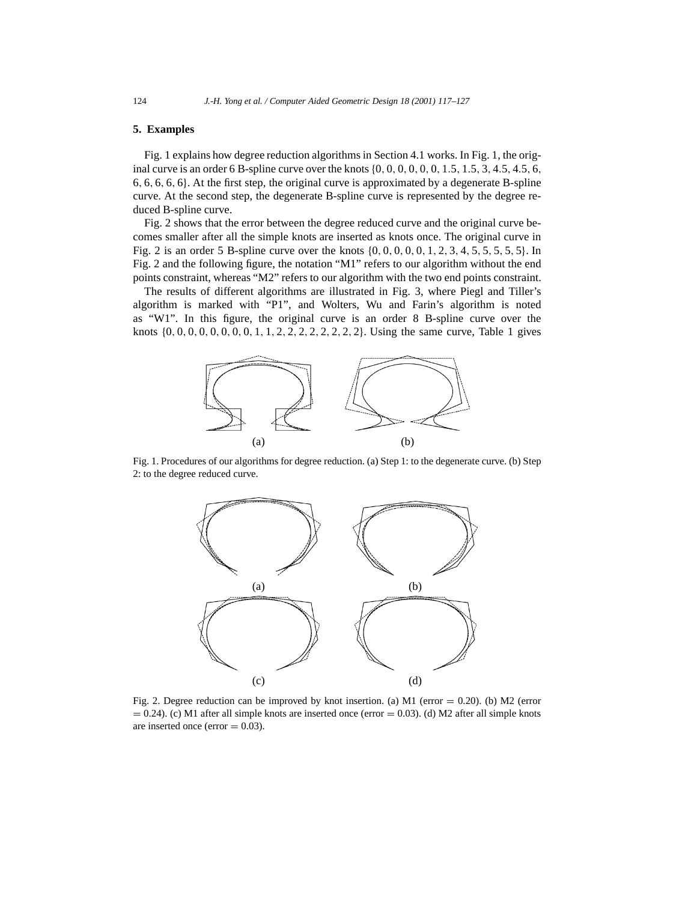## 5. Examples

Fig. 1 explains how degree reduction algorithms in Section 4.1 works. In Fig. 1, the original curve is an order 6 B-spline curve over the knots $\{0, 0, 0, 0, 0, 0, 1.5, 1.5, 3, 4.5, 4.5, 6, 6, 6, 6, 6, 6\}$. At the first step, the original curve is approximated by a degenerate B-spline curve. At the second step, the degenerate B-spline curve is represented by the degree reduced B-spline curve.

Fig. 2 shows that the error between the degree reduced curve and the original curve becomes smaller after all the simple knots are inserted as knots once. The original curve in Fig. 2 is an order 5 B-spline curve over the knots $\{0, 0, 0, 0, 0, 1, 2, 3, 4, 5, 5, 5, 5, 5\}$. In Fig. 2 and the following figure, the notation "M1" refers to our algorithm without the end points constraint, whereas "M2" refers to our algorithm with the two end points constraint.

The results of different algorithms are illustrated in Fig. 3, where Piegl and Tiller's algorithm is marked with "P1", and Wolters, Wu and Farin's algorithm is noted as "W1". In this figure, the original curve is an order 8 B-spline curve over the knots $\{0, 0, 0, 0, 0, 0, 0, 0, 1, 1, 2, 2, 2, 2, 2, 2, 2, 2\}$. Using the same curve, Table 1 gives

Fig. 1. Procedures of our algorithms for degree reduction. (a) Step 1: to the degenerate curve. (b) Step 2: to the degree reduced curve.

Fig. 2. Degree reduction can be improved by knot insertion. (a) M1 (error $= 0.20$). (b) M2 (error $= 0.24$). (c) M1 after all simple knots are inserted once (error $= 0.03$). (d) M2 after all simple knots are inserted once (error $= 0.03$).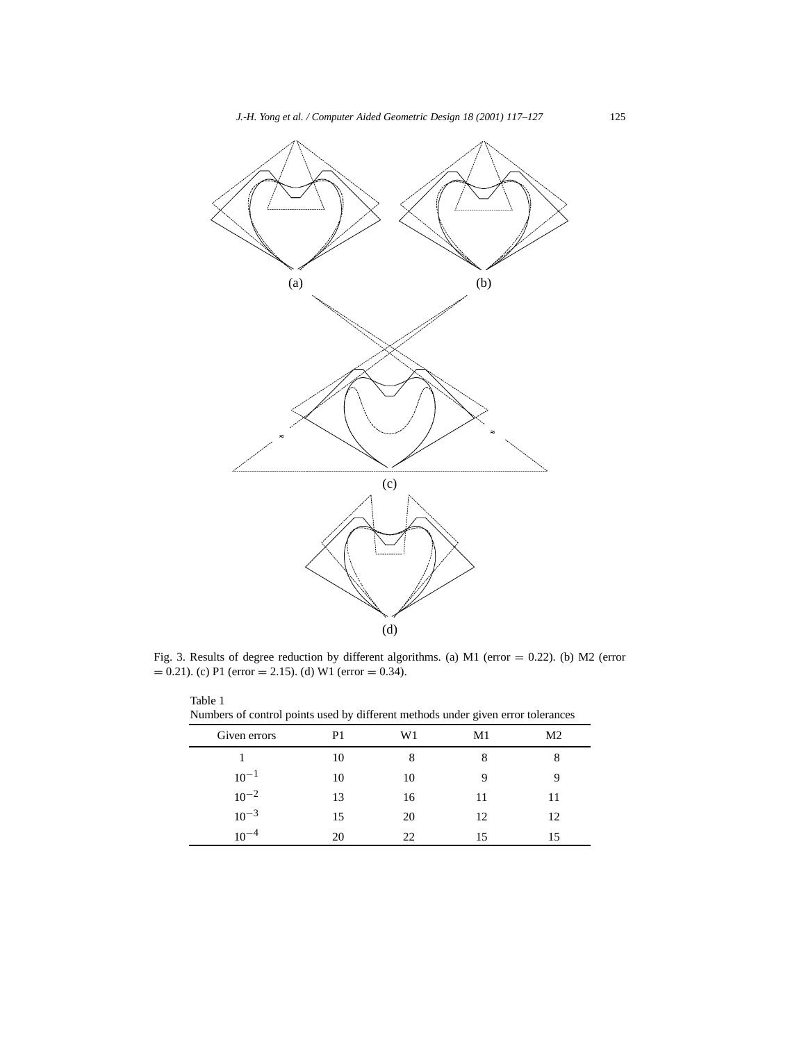Fig. 3. Results of degree reduction by different algorithms. (a) M1 (error = 0.22). (b) M2 (error = 0.21). (c) P1 (error = 2.15). (d) W1 (error = 0.34).

Table 1
Numbers of control points used by different methods under given error tolerances

| Given errors | P1 | W1 | M1 | M2 |
|---|---|---|---|---|
| 1 | 10 | 8 | 8 | 8 |
| $10^{-1}$ | 10 | 10 | 9 | 9 |
| $10^{-2}$ | 13 | 16 | 11 | 11 |
| $10^{-3}$ | 15 | 20 | 12 | 12 |
| $10^{-4}$ | 20 | 22 | 15 | 15 |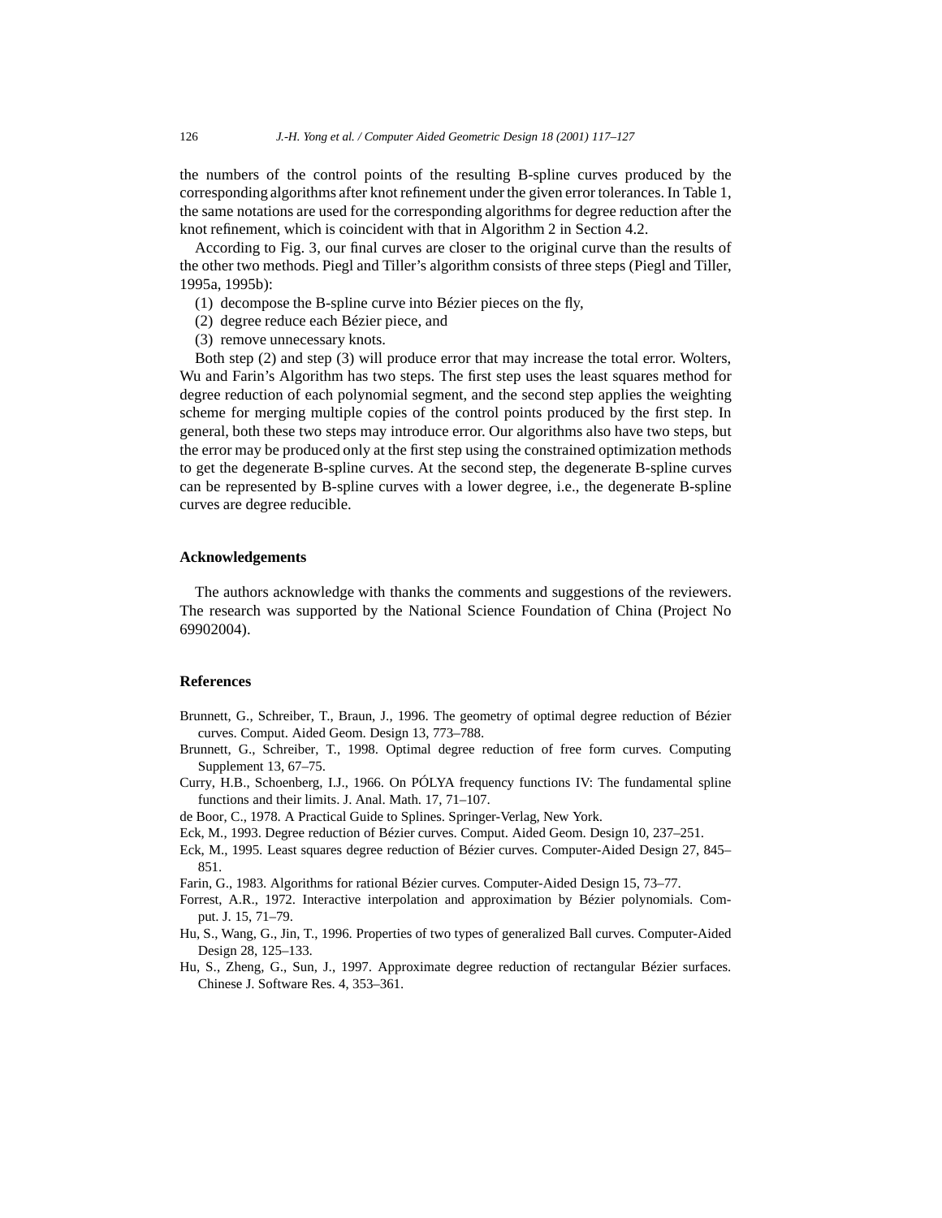the numbers of the control points of the resulting B-spline curves produced by the corresponding algorithms after knot refinement under the given error tolerances. In Table 1, the same notations are used for the corresponding algorithms for degree reduction after the knot refinement, which is coincident with that in Algorithm 2 in Section 4.2.

According to Fig. 3, our final curves are closer to the original curve than the results of the other two methods. Piegl and Tiller's algorithm consists of three steps (Piegl and Tiller, 1995a, 1995b):

(1) decompose the B-spline curve into Bézier pieces on the fly,
(2) degree reduce each Bézier piece, and
(3) remove unnecessary knots.

Both step (2) and step (3) will produce error that may increase the total error. Wolters, Wu and Farin's Algorithm has two steps. The first step uses the least squares method for degree reduction of each polynomial segment, and the second step applies the weighting scheme for merging multiple copies of the control points produced by the first step. In general, both these two steps may introduce error. Our algorithms also have two steps, but the error may be produced only at the first step using the constrained optimization methods to get the degenerate B-spline curves. At the second step, the degenerate B-spline curves can be represented by B-spline curves with a lower degree, i.e., the degenerate B-spline curves are degree reducible.

## Acknowledgements

The authors acknowledge with thanks the comments and suggestions of the reviewers. The research was supported by the National Science Foundation of China (Project No 69902004).

## References

Brunnett, G., Schreiber, T., Braun, J., 1996. The geometry of optimal degree reduction of Bézier curves. Comput. Aided Geom. Design 13, 773–788.

Brunnett, G., Schreiber, T., 1998. Optimal degree reduction of free form curves. Computing Supplement 13, 67–75.

Curry, H.B., Schoenberg, I.J., 1966. On PÓLYA frequency functions IV: The fundamental spline functions and their limits. J. Anal. Math. 17, 71–107.

de Boor, C., 1978. A Practical Guide to Splines. Springer-Verlag, New York.

Eck, M., 1993. Degree reduction of Bézier curves. Comput. Aided Geom. Design 10, 237–251.

Eck, M., 1995. Least squares degree reduction of Bézier curves. Computer-Aided Design 27, 845–851.

Farin, G., 1983. Algorithms for rational Bézier curves. Computer-Aided Design 15, 73–77.

Forrest, A.R., 1972. Interactive interpolation and approximation by Bézier polynomials. Comput. J. 15, 71–79.

Hu, S., Wang, G., Jin, T., 1996. Properties of two types of generalized Ball curves. Computer-Aided Design 28, 125–133.

Hu, S., Zheng, G., Sun, J., 1997. Approximate degree reduction of rectangular Bézier surfaces. Chinese J. Software Res. 4, 353–361.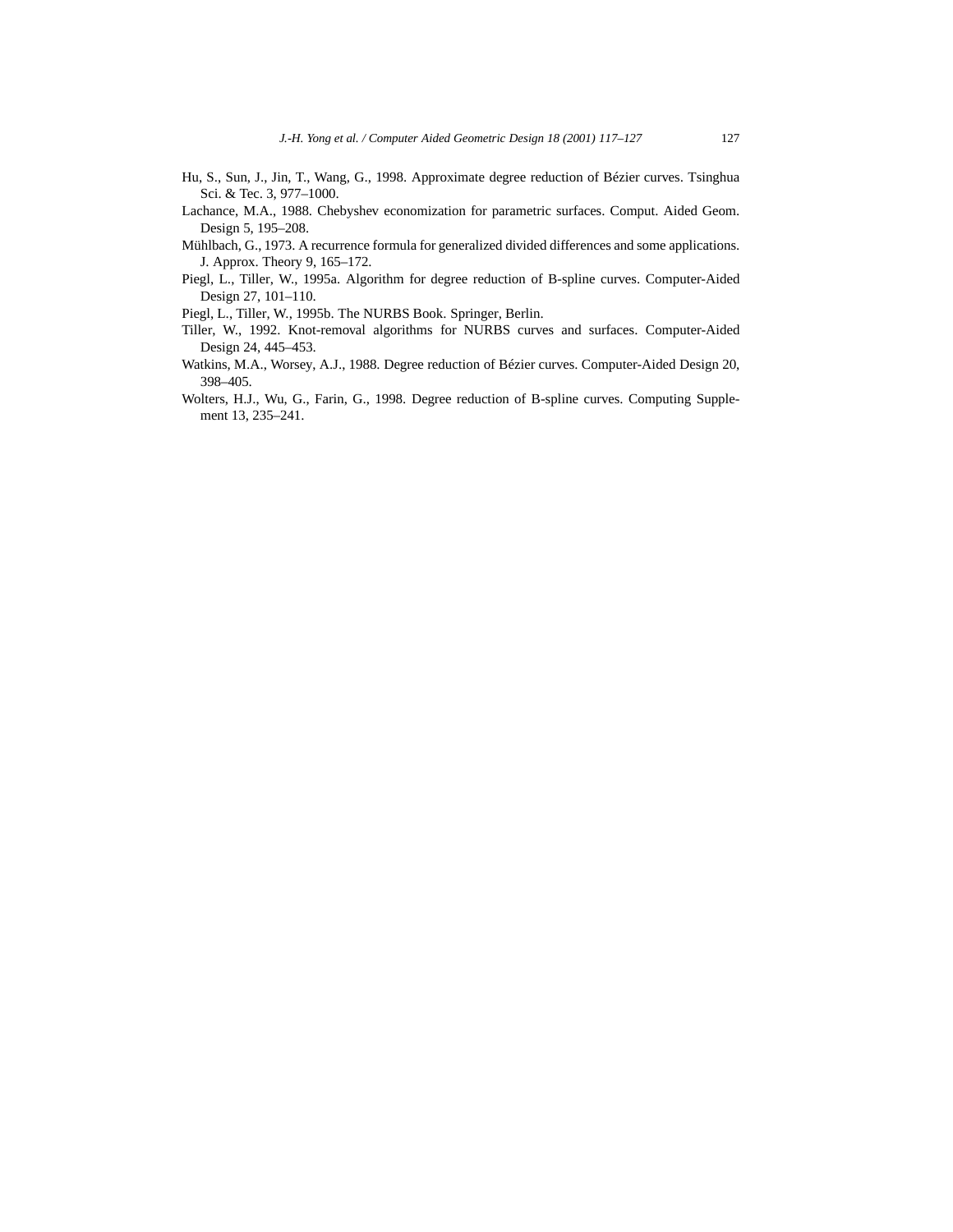Hu, S., Sun, J., Jin, T., Wang, G., 1998. Approximate degree reduction of Bézier curves. Tsinghua Sci. & Tec. 3, 977–1000.

Lachance, M.A., 1988. Chebyshev economization for parametric surfaces. Comput. Aided Geom. Design 5, 195–208.

Mühlbach, G., 1973. A recurrence formula for generalized divided differences and some applications. J. Approx. Theory 9, 165–172.

Piegl, L., Tiller, W., 1995a. Algorithm for degree reduction of B-spline curves. Computer-Aided Design 27, 101–110.

Piegl, L., Tiller, W., 1995b. The NURBS Book. Springer, Berlin.

Tiller, W., 1992. Knot-removal algorithms for NURBS curves and surfaces. Computer-Aided Design 24, 445–453.

Watkins, M.A., Worsey, A.J., 1988. Degree reduction of Bézier curves. Computer-Aided Design 20, 398–405.

Wolters, H.J., Wu, G., Farin, G., 1998. Degree reduction of B-spline curves. Computing Supplement 13, 235–241.